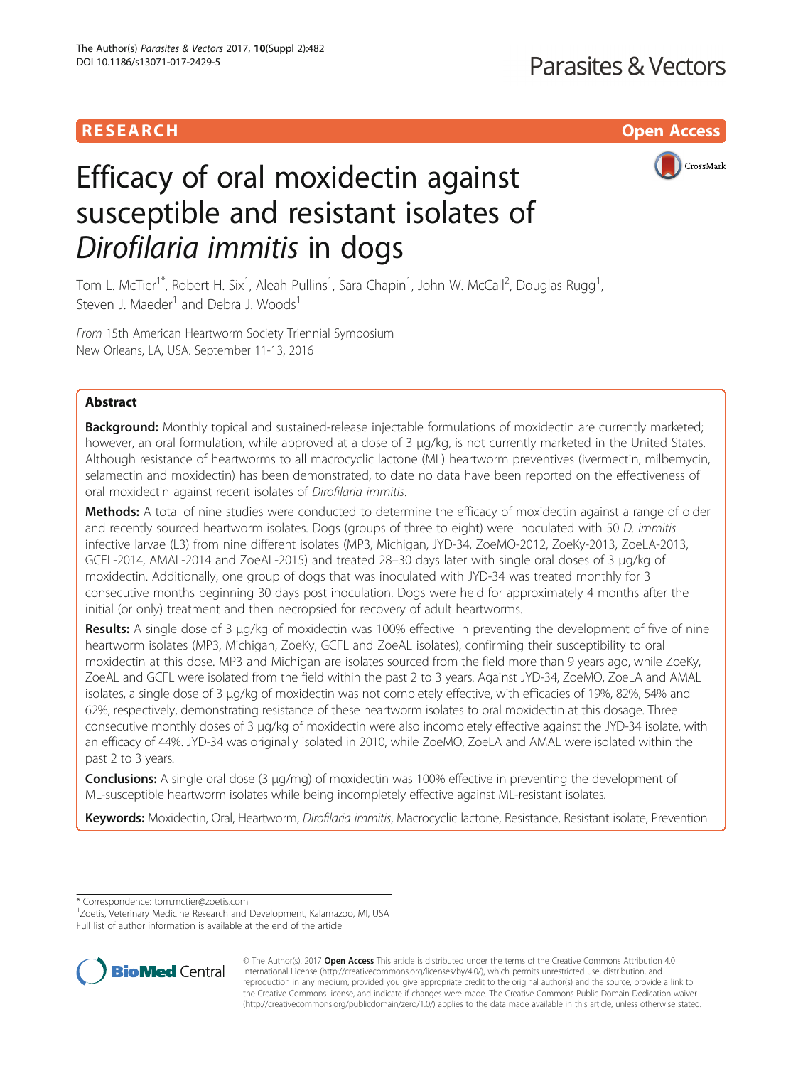RESEARCH

Open Access

# Efficacy of oral moxidectin against susceptible and resistant isolates of *Dirofilaria immitis* in dogs

Tom L. McTier[1*], Robert H. Six[1], Aleah Pullins[1], Sara Chapin[1], John W. McCall[2], Douglas Rugg[1], Steven J. Maeder[1] and Debra J. Woods[1]

*From* 15th American Heartworm Society Triennial Symposium
New Orleans, LA, USA. September 11-13, 2016

## Abstract

**Background:** Monthly topical and sustained-release injectable formulations of moxidectin are currently marketed; however, an oral formulation, while approved at a dose of 3 μg/kg, is not currently marketed in the United States. Although resistance of heartworms to all macrocyclic lactone (ML) heartworm preventives (ivermectin, milbemycin, selamectin and moxidectin) has been demonstrated, to date no data have been reported on the effectiveness of oral moxidectin against recent isolates of *Dirofilaria immitis*.

**Methods:** A total of nine studies were conducted to determine the efficacy of moxidectin against a range of older and recently sourced heartworm isolates. Dogs (groups of three to eight) were inoculated with 50 *D. immitis* infective larvae (L3) from nine different isolates (MP3, Michigan, JYD-34, ZoeMO-2012, ZoeKy-2013, ZoeLA-2013, GCFL-2014, AMAL-2014 and ZoeAL-2015) and treated 28–30 days later with single oral doses of 3 μg/kg of moxidectin. Additionally, one group of dogs that was inoculated with JYD-34 was treated monthly for 3 consecutive months beginning 30 days post inoculation. Dogs were held for approximately 4 months after the initial (or only) treatment and then necropsied for recovery of adult heartworms.

**Results:** A single dose of 3 μg/kg of moxidectin was 100% effective in preventing the development of five of nine heartworm isolates (MP3, Michigan, ZoeKy, GCFL and ZoeAL isolates), confirming their susceptibility to oral moxidectin at this dose. MP3 and Michigan are isolates sourced from the field more than 9 years ago, while ZoeKy, ZoeAL and GCFL were isolated from the field within the past 2 to 3 years. Against JYD-34, ZoeMO, ZoeLA and AMAL isolates, a single dose of 3 μg/kg of moxidectin was not completely effective, with efficacies of 19%, 82%, 54% and 62%, respectively, demonstrating resistance of these heartworm isolates to oral moxidectin at this dosage. Three consecutive monthly doses of 3 μg/kg of moxidectin were also incompletely effective against the JYD-34 isolate, with an efficacy of 44%. JYD-34 was originally isolated in 2010, while ZoeMO, ZoeLA and AMAL were isolated within the past 2 to 3 years.

**Conclusions:** A single oral dose (3 μg/mg) of moxidectin was 100% effective in preventing the development of ML-susceptible heartworm isolates while being incompletely effective against ML-resistant isolates.

**Keywords:** Moxidectin, Oral, Heartworm, *Dirofilaria immitis*, Macrocyclic lactone, Resistance, Resistant isolate, Prevention

\* Correspondence: tom.mctier@zoetis.com
[1]Zoetis, Veterinary Medicine Research and Development, Kalamazoo, MI, USA
Full list of author information is available at the end of the article

© The Author(s). 2017 **Open Access** This article is distributed under the terms of the Creative Commons Attribution 4.0 International License (http://creativecommons.org/licenses/by/4.0/), which permits unrestricted use, distribution, and reproduction in any medium, provided you give appropriate credit to the original author(s) and the source, provide a link to the Creative Commons license, and indicate if changes were made. The Creative Commons Public Domain Dedication waiver (http://creativecommons.org/publicdomain/zero/1.0/) applies to the data made available in this article, unless otherwise stated.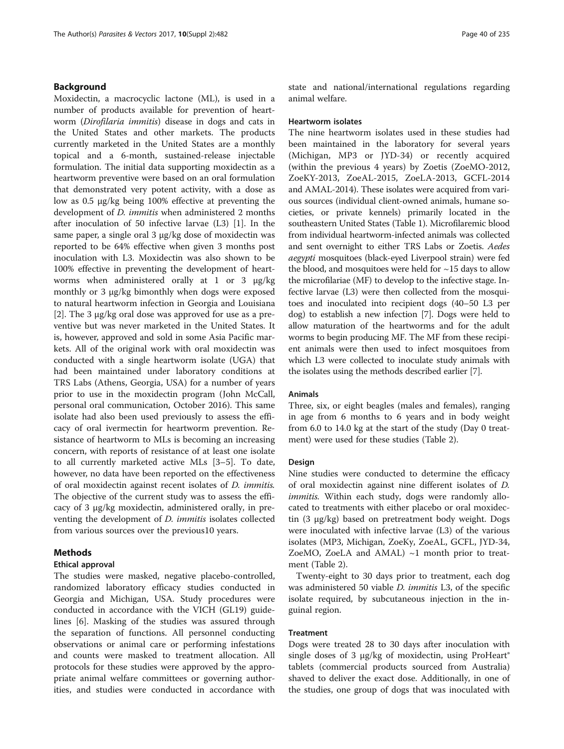## Background

Moxidectin, a macrocyclic lactone (ML), is used in a number of products available for prevention of heartworm (*Dirofilaria immitis*) disease in dogs and cats in the United States and other markets. The products currently marketed in the United States are a monthly topical and a 6-month, sustained-release injectable formulation. The initial data supporting moxidectin as a heartworm preventive were based on an oral formulation that demonstrated very potent activity, with a dose as low as 0.5 μg/kg being 100% effective at preventing the development of *D. immitis* when administered 2 months after inoculation of 50 infective larvae (L3) [1]. In the same paper, a single oral 3 μg/kg dose of moxidectin was reported to be 64% effective when given 3 months post inoculation with L3. Moxidectin was also shown to be 100% effective in preventing the development of heartworms when administered orally at 1 or 3 μg/kg monthly or 3 μg/kg bimonthly when dogs were exposed to natural heartworm infection in Georgia and Louisiana [2]. The 3 μg/kg oral dose was approved for use as a preventive but was never marketed in the United States. It is, however, approved and sold in some Asia Pacific markets. All of the original work with oral moxidectin was conducted with a single heartworm isolate (UGA) that had been maintained under laboratory conditions at TRS Labs (Athens, Georgia, USA) for a number of years prior to use in the moxidectin program (John McCall, personal oral communication, October 2016). This same isolate had also been used previously to assess the efficacy of oral ivermectin for heartworm prevention. Resistance of heartworm to MLs is becoming an increasing concern, with reports of resistance of at least one isolate to all currently marketed active MLs [3–5]. To date, however, no data have been reported on the effectiveness of oral moxidectin against recent isolates of *D. immitis.* The objective of the current study was to assess the efficacy of 3 μg/kg moxidectin, administered orally, in preventing the development of *D. immitis* isolates collected from various sources over the previous10 years.

## Methods

### Ethical approval

The studies were masked, negative placebo-controlled, randomized laboratory efficacy studies conducted in Georgia and Michigan, USA. Study procedures were conducted in accordance with the VICH (GL19) guidelines [6]. Masking of the studies was assured through the separation of functions. All personnel conducting observations or animal care or performing infestations and counts were masked to treatment allocation. All protocols for these studies were approved by the appropriate animal welfare committees or governing authorities, and studies were conducted in accordance with state and national/international regulations regarding animal welfare.

### Heartworm isolates

The nine heartworm isolates used in these studies had been maintained in the laboratory for several years (Michigan, MP3 or JYD-34) or recently acquired (within the previous 4 years) by Zoetis (ZoeMO-2012, ZoeKY-2013, ZoeAL-2015, ZoeLA-2013, GCFL-2014 and AMAL-2014). These isolates were acquired from various sources (individual client-owned animals, humane societies, or private kennels) primarily located in the southeastern United States (Table 1). Microfilaremic blood from individual heartworm-infected animals was collected and sent overnight to either TRS Labs or Zoetis. *Aedes aegypti* mosquitoes (black-eyed Liverpool strain) were fed the blood, and mosquitoes were held for ~15 days to allow the microfilariae (MF) to develop to the infective stage. Infective larvae (L3) were then collected from the mosquitoes and inoculated into recipient dogs (40–50 L3 per dog) to establish a new infection [7]. Dogs were held to allow maturation of the heartworms and for the adult worms to begin producing MF. The MF from these recipient animals were then used to infect mosquitoes from which L3 were collected to inoculate study animals with the isolates using the methods described earlier [7].

### Animals

Three, six, or eight beagles (males and females), ranging in age from 6 months to 6 years and in body weight from 6.0 to 14.0 kg at the start of the study (Day 0 treatment) were used for these studies (Table 2).

### Design

Nine studies were conducted to determine the efficacy of oral moxidectin against nine different isolates of *D. immitis.* Within each study, dogs were randomly allocated to treatments with either placebo or oral moxidectin (3 μg/kg) based on pretreatment body weight. Dogs were inoculated with infective larvae (L3) of the various isolates (MP3, Michigan, ZoeKy, ZoeAL, GCFL, JYD-34, ZoeMO, ZoeLA and AMAL) ~1 month prior to treatment (Table 2).

Twenty-eight to 30 days prior to treatment, each dog was administered 50 viable *D. immitis* L3, of the specific isolate required, by subcutaneous injection in the inguinal region.

### Treatment

Dogs were treated 28 to 30 days after inoculation with single doses of 3 μg/kg of moxidectin, using ProHeart® tablets (commercial products sourced from Australia) shaved to deliver the exact dose. Additionally, in one of the studies, one group of dogs that was inoculated with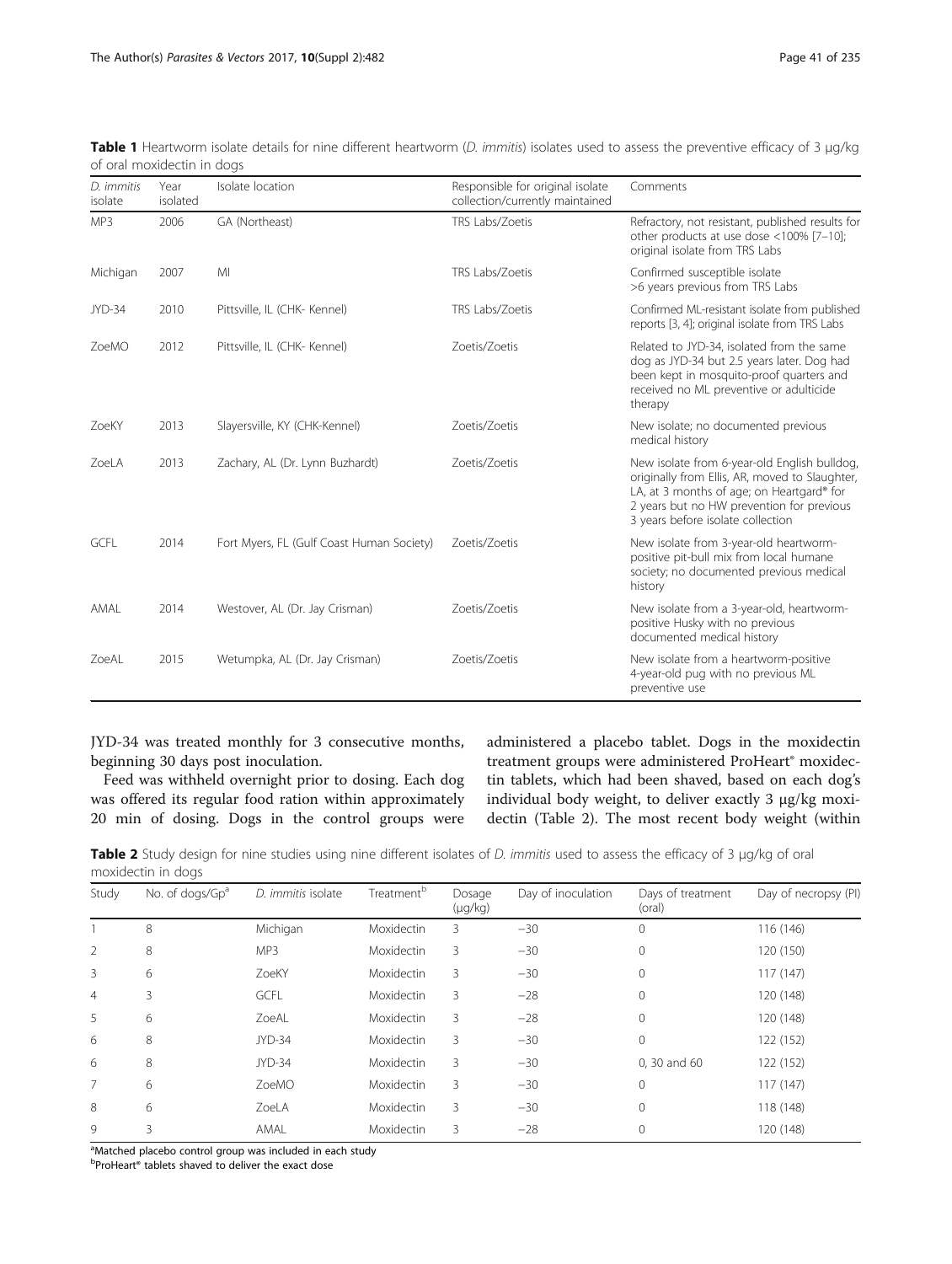**Table 1** Heartworm isolate details for nine different heartworm (*D. immitis*) isolates used to assess the preventive efficacy of 3 μg/kg of oral moxidectin in dogs

| *D. immitis* isolate | Year isolated | Isolate location | Responsible for original isolate collection/currently maintained | Comments |
|---|---|---|---|---|
| MP3 | 2006 | GA (Northeast) | TRS Labs/Zoetis | Refractory, not resistant, published results for other products at use dose <100% [7–10]; original isolate from TRS Labs |
| Michigan | 2007 | MI | TRS Labs/Zoetis | Confirmed susceptible isolate >6 years previous from TRS Labs |
| JYD-34 | 2010 | Pittsville, IL (CHK- Kennel) | TRS Labs/Zoetis | Confirmed ML-resistant isolate from published reports [3, 4]; original isolate from TRS Labs |
| ZoeMO | 2012 | Pittsville, IL (CHK- Kennel) | Zoetis/Zoetis | Related to JYD-34, isolated from the same dog as JYD-34 but 2.5 years later. Dog had been kept in mosquito-proof quarters and received no ML preventive or adulticide therapy |
| ZoeKY | 2013 | Slayersville, KY (CHK-Kennel) | Zoetis/Zoetis | New isolate; no documented previous medical history |
| ZoeLA | 2013 | Zachary, AL (Dr. Lynn Buzhardt) | Zoetis/Zoetis | New isolate from 6-year-old English bulldog, originally from Ellis, AR, moved to Slaughter, LA, at 3 months of age; on Heartgard® for 2 years but no HW prevention for previous 3 years before isolate collection |
| GCFL | 2014 | Fort Myers, FL (Gulf Coast Human Society) | Zoetis/Zoetis | New isolate from 3-year-old heartworm-positive pit-bull mix from local humane society; no documented previous medical history |
| AMAL | 2014 | Westover, AL (Dr. Jay Crisman) | Zoetis/Zoetis | New isolate from a 3-year-old, heartworm-positive Husky with no previous documented medical history |
| ZoeAL | 2015 | Wetumpka, AL (Dr. Jay Crisman) | Zoetis/Zoetis | New isolate from a heartworm-positive 4-year-old pug with no previous ML preventive use |

JYD-34 was treated monthly for 3 consecutive months, beginning 30 days post inoculation.

Feed was withheld overnight prior to dosing. Each dog was offered its regular food ration within approximately 20 min of dosing. Dogs in the control groups were administered a placebo tablet. Dogs in the moxidectin treatment groups were administered ProHeart® moxidectin tablets, which had been shaved, based on each dog's individual body weight, to deliver exactly 3 μg/kg moxidectin (Table 2). The most recent body weight (within

**Table 2** Study design for nine studies using nine different isolates of *D. immitis* used to assess the efficacy of 3 μg/kg of oral moxidectin in dogs

| Study | No. of dogs/Gp[a] | *D. immitis* isolate | Treatment[b] | Dosage (μg/kg) | Day of inoculation | Days of treatment (oral) | Day of necropsy (PI) |
|---|---|---|---|---|---|---|---|
| 1 | 8 | Michigan | Moxidectin | 3 | −30 | 0 | 116 (146) |
| 2 | 8 | MP3 | Moxidectin | 3 | −30 | 0 | 120 (150) |
| 3 | 6 | ZoeKY | Moxidectin | 3 | −30 | 0 | 117 (147) |
| 4 | 3 | GCFL | Moxidectin | 3 | −28 | 0 | 120 (148) |
| 5 | 6 | ZoeAL | Moxidectin | 3 | −28 | 0 | 120 (148) |
| 6 | 8 | JYD-34 | Moxidectin | 3 | −30 | 0 | 122 (152) |
| 6 | 8 | JYD-34 | Moxidectin | 3 | −30 | 0, 30 and 60 | 122 (152) |
| 7 | 6 | ZoeMO | Moxidectin | 3 | −30 | 0 | 117 (147) |
| 8 | 6 | ZoeLA | Moxidectin | 3 | −30 | 0 | 118 (148) |
| 9 | 3 | AMAL | Moxidectin | 3 | −28 | 0 | 120 (148) |

[a]Matched placebo control group was included in each study
[b]ProHeart® tablets shaved to deliver the exact dose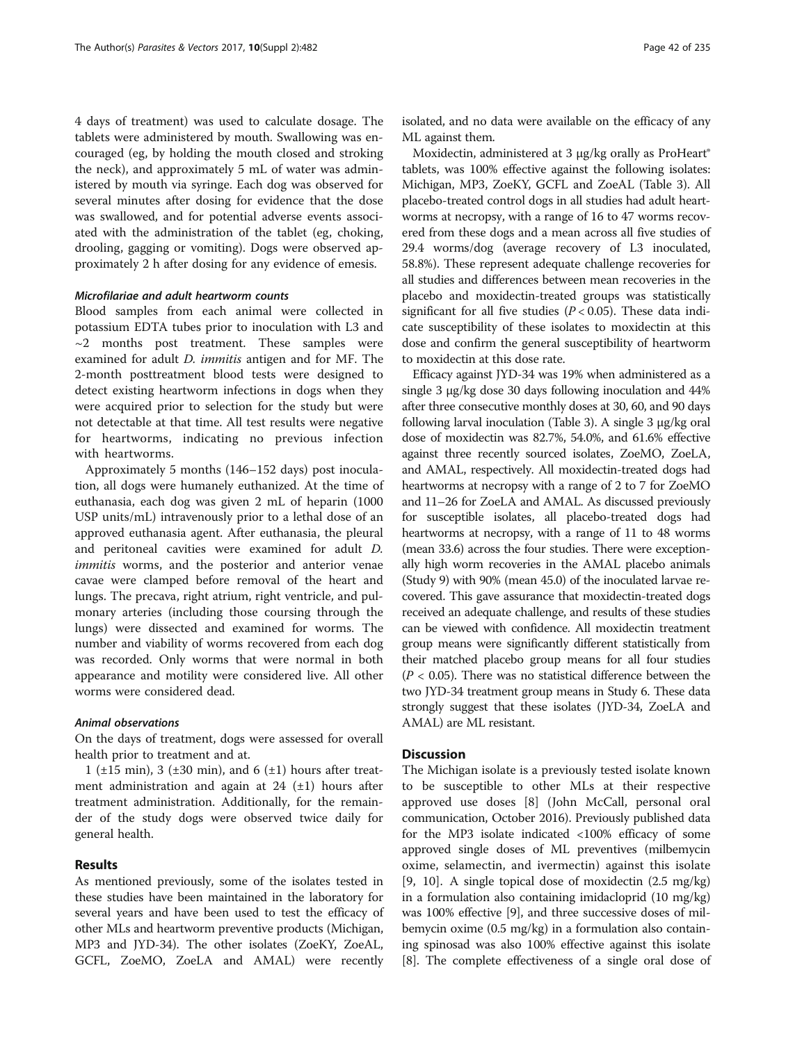4 days of treatment) was used to calculate dosage. The tablets were administered by mouth. Swallowing was encouraged (eg, by holding the mouth closed and stroking the neck), and approximately 5 mL of water was administered by mouth via syringe. Each dog was observed for several minutes after dosing for evidence that the dose was swallowed, and for potential adverse events associated with the administration of the tablet (eg, choking, drooling, gagging or vomiting). Dogs were observed approximately 2 h after dosing for any evidence of emesis.

#### *Microfilariae and adult heartworm counts*

Blood samples from each animal were collected in potassium EDTA tubes prior to inoculation with L3 and ~2 months post treatment. These samples were examined for adult *D. immitis* antigen and for MF. The 2-month posttreatment blood tests were designed to detect existing heartworm infections in dogs when they were acquired prior to selection for the study but were not detectable at that time. All test results were negative for heartworms, indicating no previous infection with heartworms.

Approximately 5 months (146–152 days) post inoculation, all dogs were humanely euthanized. At the time of euthanasia, each dog was given 2 mL of heparin (1000 USP units/mL) intravenously prior to a lethal dose of an approved euthanasia agent. After euthanasia, the pleural and peritoneal cavities were examined for adult *D. immitis* worms, and the posterior and anterior venae cavae were clamped before removal of the heart and lungs. The precava, right atrium, right ventricle, and pulmonary arteries (including those coursing through the lungs) were dissected and examined for worms. The number and viability of worms recovered from each dog was recorded. Only worms that were normal in both appearance and motility were considered live. All other worms were considered dead.

#### *Animal observations*

On the days of treatment, dogs were assessed for overall health prior to treatment and at.

1 (±15 min), 3 (±30 min), and 6 (±1) hours after treatment administration and again at 24 (±1) hours after treatment administration. Additionally, for the remainder of the study dogs were observed twice daily for general health.

## Results

As mentioned previously, some of the isolates tested in these studies have been maintained in the laboratory for several years and have been used to test the efficacy of other MLs and heartworm preventive products (Michigan, MP3 and JYD-34). The other isolates (ZoeKY, ZoeAL, GCFL, ZoeMO, ZoeLA and AMAL) were recently isolated, and no data were available on the efficacy of any ML against them.

Moxidectin, administered at 3 μg/kg orally as ProHeart® tablets, was 100% effective against the following isolates: Michigan, MP3, ZoeKY, GCFL and ZoeAL (Table 3). All placebo-treated control dogs in all studies had adult heartworms at necropsy, with a range of 16 to 47 worms recovered from these dogs and a mean across all five studies of 29.4 worms/dog (average recovery of L3 inoculated, 58.8%). These represent adequate challenge recoveries for all studies and differences between mean recoveries in the placebo and moxidectin-treated groups was statistically significant for all five studies ($P < 0.05$). These data indicate susceptibility of these isolates to moxidectin at this dose and confirm the general susceptibility of heartworm to moxidectin at this dose rate.

Efficacy against JYD-34 was 19% when administered as a single 3 μg/kg dose 30 days following inoculation and 44% after three consecutive monthly doses at 30, 60, and 90 days following larval inoculation (Table 3). A single 3 μg/kg oral dose of moxidectin was 82.7%, 54.0%, and 61.6% effective against three recently sourced isolates, ZoeMO, ZoeLA, and AMAL, respectively. All moxidectin-treated dogs had heartworms at necropsy with a range of 2 to 7 for ZoeMO and 11–26 for ZoeLA and AMAL. As discussed previously for susceptible isolates, all placebo-treated dogs had heartworms at necropsy, with a range of 11 to 48 worms (mean 33.6) across the four studies. There were exceptionally high worm recoveries in the AMAL placebo animals (Study 9) with 90% (mean 45.0) of the inoculated larvae recovered. This gave assurance that moxidectin-treated dogs received an adequate challenge, and results of these studies can be viewed with confidence. All moxidectin treatment group means were significantly different statistically from their matched placebo group means for all four studies ($P < 0.05$). There was no statistical difference between the two JYD-34 treatment group means in Study 6. These data strongly suggest that these isolates (JYD-34, ZoeLA and AMAL) are ML resistant.

## Discussion

The Michigan isolate is a previously tested isolate known to be susceptible to other MLs at their respective approved use doses [8] (John McCall, personal oral communication, October 2016). Previously published data for the MP3 isolate indicated <100% efficacy of some approved single doses of ML preventives (milbemycin oxime, selamectin, and ivermectin) against this isolate [9, 10]. A single topical dose of moxidectin (2.5 mg/kg) in a formulation also containing imidacloprid (10 mg/kg) was 100% effective [9], and three successive doses of milbemycin oxime (0.5 mg/kg) in a formulation also containing spinosad was also 100% effective against this isolate [8]. The complete effectiveness of a single oral dose of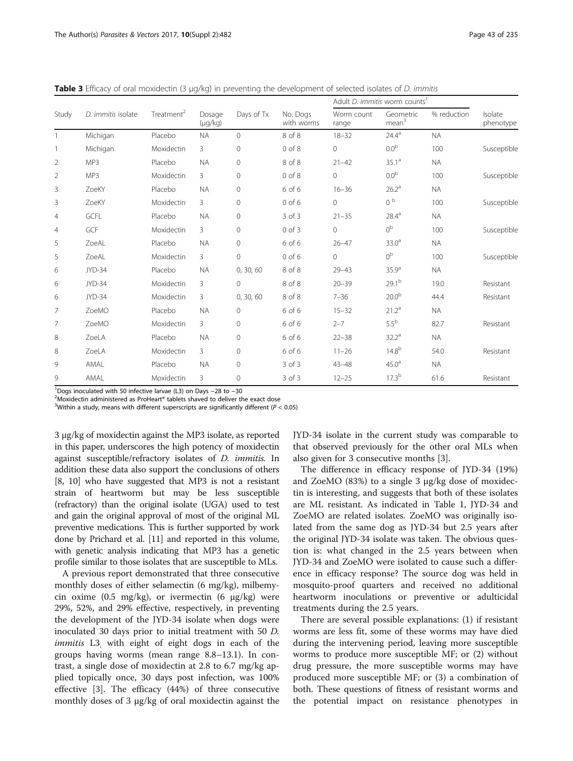**Table 3** Efficacy of oral moxidectin (3 μg/kg) in preventing the development of selected isolates of *D. immitis*

| Study | *D. immitis* isolate | Treatment[2] | Dosage (μg/kg) | Days of Tx | No. Dogs with worms | Adult *D. immitis* worm counts[1] | | | Isolate phenotype |
|---|---|---|---|---|---|---|---|---|---|
| | | | | | | Worm count range | Geometric mean[3] | % reduction | |
| 1 | Michigan | Placebo | NA | 0 | 8 of 8 | 18–32 | 24.4[a] | NA | |
| 1 | Michigan | Moxidectin | 3 | 0 | 0 of 8 | 0 | 0.0[b] | 100 | Susceptible |
| 2 | MP3 | Placebo | NA | 0 | 8 of 8 | 21–42 | 35.1[a] | NA | |
| 2 | MP3 | Moxidectin | 3 | 0 | 0 of 8 | 0 | 0.0[b] | 100 | Susceptible |
| 3 | ZoeKY | Placebo | NA | 0 | 6 of 6 | 16–36 | 26.2[a] | NA | |
| 3 | ZoeKY | Moxidectin | 3 | 0 | 0 of 6 | 0 | 0[b] | 100 | Susceptible |
| 4 | GCFL | Placebo | NA | 0 | 3 of 3 | 21–35 | 28.4[a] | NA | |
| 4 | GCF | Moxidectin | 3 | 0 | 0 of 3 | 0 | 0[b] | 100 | Susceptible |
| 5 | ZoeAL | Placebo | NA | 0 | 6 of 6 | 26–47 | 33.0[a] | NA | |
| 5 | ZoeAL | Moxidectin | 3 | 0 | 0 of 6 | 0 | 0[b] | 100 | Susceptible |
| 6 | JYD-34 | Placebo | NA | 0, 30, 60 | 8 of 8 | 29–43 | 35.9[a] | NA | |
| 6 | JYD-34 | Moxidectin | 3 | 0 | 8 of 8 | 20–39 | 29.1[b] | 19.0 | Resistant |
| 6 | JYD-34 | Moxidectin | 3 | 0, 30, 60 | 8 of 8 | 7–36 | 20.0[b] | 44.4 | Resistant |
| 7 | ZoeMO | Placebo | NA | 0 | 6 of 6 | 15–32 | 21.2[a] | NA | |
| 7 | ZoeMO | Moxidectin | 3 | 0 | 6 of 6 | 2–7 | 5.5[b] | 82.7 | Resistant |
| 8 | ZoeLA | Placebo | NA | 0 | 6 of 6 | 22–38 | 32.2[a] | NA | |
| 8 | ZoeLA | Moxidectin | 3 | 0 | 6 of 6 | 11–26 | 14.8[b] | 54.0 | Resistant |
| 9 | AMAL | Placebo | NA | 0 | 3 of 3 | 43–48 | 45.0[a] | NA | |
| 9 | AMAL | Moxidectin | 3 | 0 | 3 of 3 | 12–25 | 17.3[b] | 61.6 | Resistant |

[1]Dogs inoculated with 50 infective larvae (L3) on Days −28 to −30
[2]Moxidectin administered as ProHeart® tablets shaved to deliver the exact dose
[3]Within a study, means with different superscripts are significantly different ($P < 0.05$)

3 μg/kg of moxidectin against the MP3 isolate, as reported in this paper, underscores the high potency of moxidectin against susceptible/refractory isolates of *D. immitis*. In addition these data also support the conclusions of others [8, 10] who have suggested that MP3 is not a resistant strain of heartworm but may be less susceptible (refractory) than the original isolate (UGA) used to test and gain the original approval of most of the original ML preventive medications. This is further supported by work done by Prichard et al. [11] and reported in this volume, with genetic analysis indicating that MP3 has a genetic profile similar to those isolates that are susceptible to MLs.

A previous report demonstrated that three consecutive monthly doses of either selamectin (6 mg/kg), milbemycin oxime (0.5 mg/kg), or ivermectin (6 μg/kg) were 29%, 52%, and 29% effective, respectively, in preventing the development of the JYD-34 isolate when dogs were inoculated 30 days prior to initial treatment with 50 *D. immitis* L3, with eight of eight dogs in each of the groups having worms (mean range 8.8–13.1). In contrast, a single dose of moxidectin at 2.8 to 6.7 mg/kg applied topically once, 30 days post infection, was 100% effective [3]. The efficacy (44%) of three consecutive monthly doses of 3 μg/kg of oral moxidectin against the JYD-34 isolate in the current study was comparable to that observed previously for the other oral MLs when also given for 3 consecutive months [3].

The difference in efficacy response of JYD-34 (19%) and ZoeMO (83%) to a single 3 μg/kg dose of moxidectin is interesting, and suggests that both of these isolates are ML resistant. As indicated in Table 1, JYD-34 and ZoeMO are related isolates. ZoeMO was originally isolated from the same dog as JYD-34 but 2.5 years after the original JYD-34 isolate was taken. The obvious question is: what changed in the 2.5 years between when JYD-34 and ZoeMO were isolated to cause such a difference in efficacy response? The source dog was held in mosquito-proof quarters and received no additional heartworm inoculations or preventive or adulticidal treatments during the 2.5 years.

There are several possible explanations: (1) if resistant worms are less fit, some of these worms may have died during the intervening period, leaving more susceptible worms to produce more susceptible MF; or (2) without drug pressure, the more susceptible worms may have produced more susceptible MF; or (3) a combination of both. These questions of fitness of resistant worms and the potential impact on resistance phenotypes in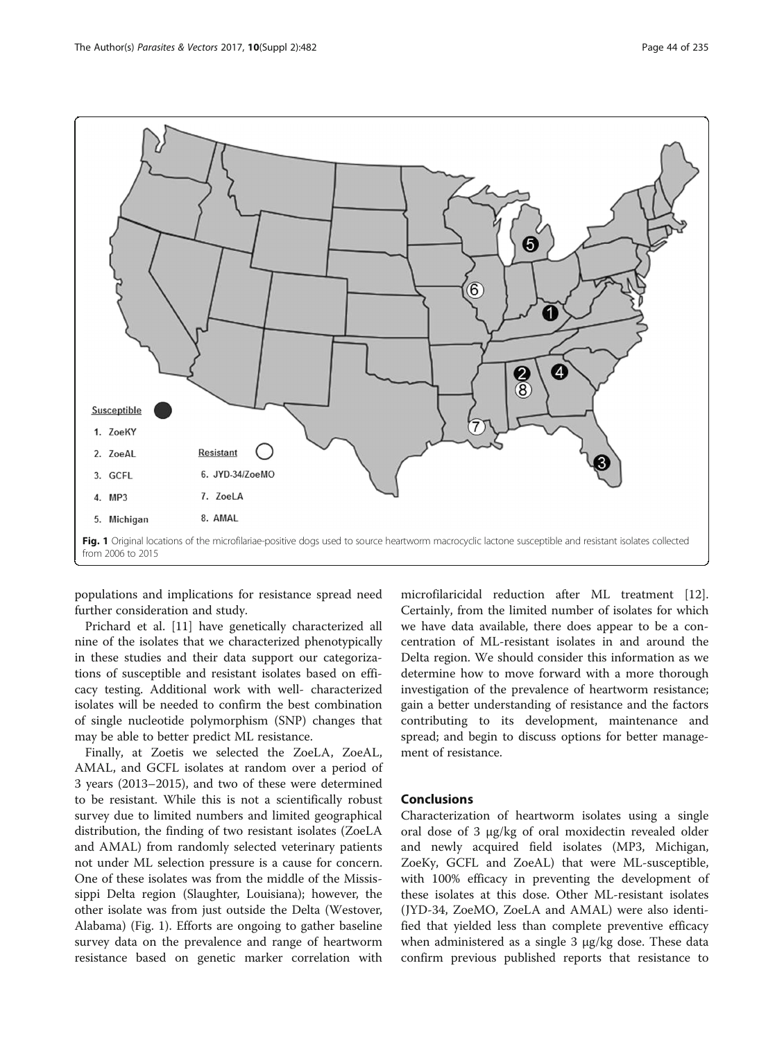Susceptible

1. ZoeKY
2. ZoeAL
3. GCFL
4. MP3
5. Michigan

Resistant

6. JYD-34/ZoeMO
7. ZoeLA
8. AMAL

**Fig. 1** Original locations of the microfilariae-positive dogs used to source heartworm macrocyclic lactone susceptible and resistant isolates collected from 2006 to 2015

populations and implications for resistance spread need further consideration and study.

Prichard et al. [11] have genetically characterized all nine of the isolates that we characterized phenotypically in these studies and their data support our categorizations of susceptible and resistant isolates based on efficacy testing. Additional work with well- characterized isolates will be needed to confirm the best combination of single nucleotide polymorphism (SNP) changes that may be able to better predict ML resistance.

Finally, at Zoetis we selected the ZoeLA, ZoeAL, AMAL, and GCFL isolates at random over a period of 3 years (2013–2015), and two of these were determined to be resistant. While this is not a scientifically robust survey due to limited numbers and limited geographical distribution, the finding of two resistant isolates (ZoeLA and AMAL) from randomly selected veterinary patients not under ML selection pressure is a cause for concern. One of these isolates was from the middle of the Mississippi Delta region (Slaughter, Louisiana); however, the other isolate was from just outside the Delta (Westover, Alabama) (Fig. 1). Efforts are ongoing to gather baseline survey data on the prevalence and range of heartworm resistance based on genetic marker correlation with microfilaricidal reduction after ML treatment [12]. Certainly, from the limited number of isolates for which we have data available, there does appear to be a concentration of ML-resistant isolates in and around the Delta region. We should consider this information as we determine how to move forward with a more thorough investigation of the prevalence of heartworm resistance; gain a better understanding of resistance and the factors contributing to its development, maintenance and spread; and begin to discuss options for better management of resistance.

## Conclusions

Characterization of heartworm isolates using a single oral dose of 3 μg/kg of oral moxidectin revealed older and newly acquired field isolates (MP3, Michigan, ZoeKy, GCFL and ZoeAL) that were ML-susceptible, with 100% efficacy in preventing the development of these isolates at this dose. Other ML-resistant isolates (JYD-34, ZoeMO, ZoeLA and AMAL) were also identified that yielded less than complete preventive efficacy when administered as a single 3 μg/kg dose. These data confirm previous published reports that resistance to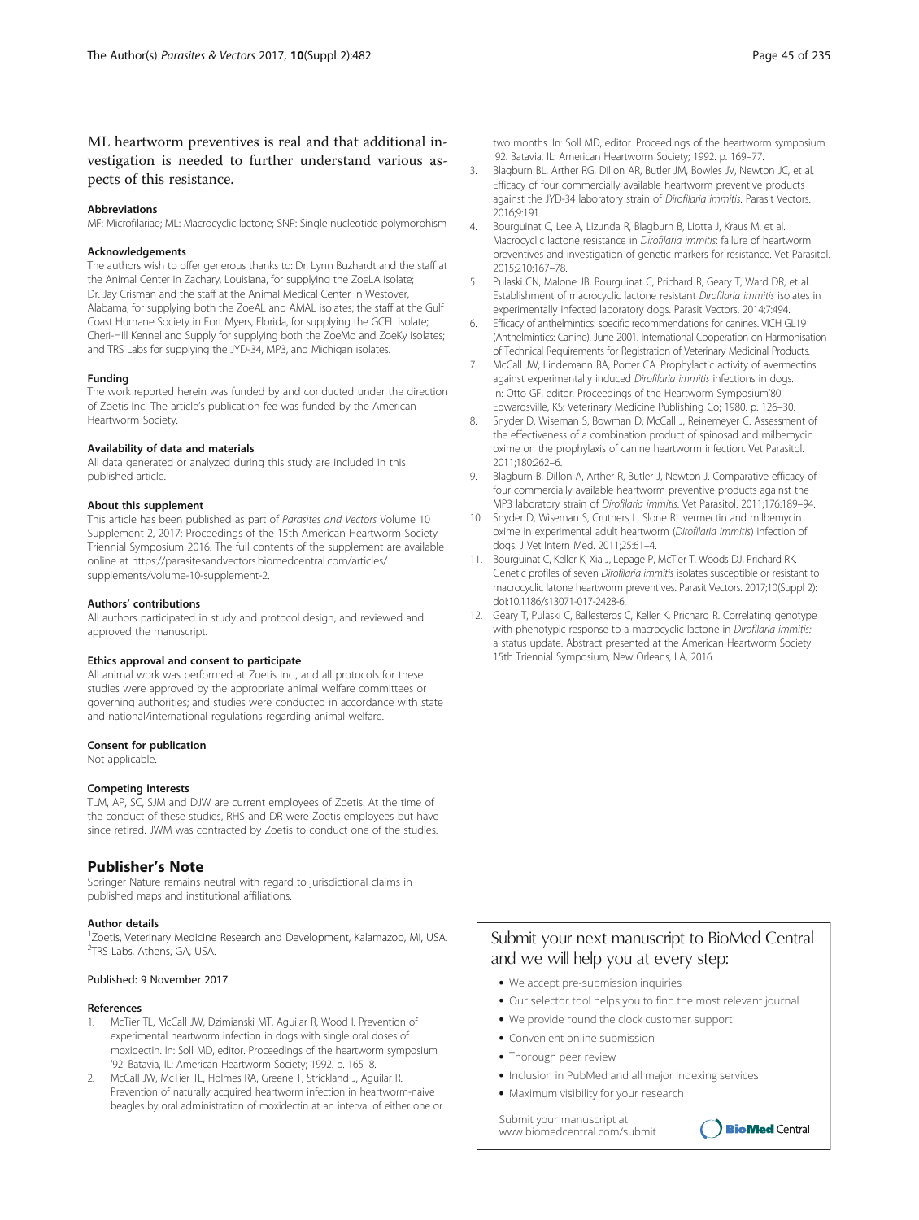ML heartworm preventives is real and that additional investigation is needed to further understand various aspects of this resistance.

### Abbreviations

MF: Microfilariae; ML: Macrocyclic lactone; SNP: Single nucleotide polymorphism

### Acknowledgements

The authors wish to offer generous thanks to: Dr. Lynn Buzhardt and the staff at the Animal Center in Zachary, Louisiana, for supplying the ZoeLA isolate; Dr. Jay Crisman and the staff at the Animal Medical Center in Westover, Alabama, for supplying both the ZoeAL and AMAL isolates; the staff at the Gulf Coast Humane Society in Fort Myers, Florida, for supplying the GCFL isolate; Cheri-Hill Kennel and Supply for supplying both the ZoeMo and ZoeKy isolates; and TRS Labs for supplying the JYD-34, MP3, and Michigan isolates.

### Funding

The work reported herein was funded by and conducted under the direction of Zoetis Inc. The article's publication fee was funded by the American Heartworm Society.

### Availability of data and materials

All data generated or analyzed during this study are included in this published article.

### About this supplement

This article has been published as part of *Parasites and Vectors* Volume 10 Supplement 2, 2017: Proceedings of the 15th American Heartworm Society Triennial Symposium 2016. The full contents of the supplement are available online at https://parasitesandvectors.biomedcentral.com/articles/supplements/volume-10-supplement-2.

### Authors' contributions

All authors participated in study and protocol design, and reviewed and approved the manuscript.

### Ethics approval and consent to participate

All animal work was performed at Zoetis Inc., and all protocols for these studies were approved by the appropriate animal welfare committees or governing authorities; and studies were conducted in accordance with state and national/international regulations regarding animal welfare.

### Consent for publication

Not applicable.

### Competing interests

TLM, AP, SC, SJM and DJW are current employees of Zoetis. At the time of the conduct of these studies, RHS and DR were Zoetis employees but have since retired. JWM was contracted by Zoetis to conduct one of the studies.

## Publisher's Note

Springer Nature remains neutral with regard to jurisdictional claims in published maps and institutional affiliations.

### Author details

[1]Zoetis, Veterinary Medicine Research and Development, Kalamazoo, MI, USA.
[2]TRS Labs, Athens, GA, USA.

Published: 9 November 2017

### References

1. McTier TL, McCall JW, Dzimianski MT, Aguilar R, Wood I. Prevention of experimental heartworm infection in dogs with single oral doses of moxidectin. In: Soll MD, editor. Proceedings of the heartworm symposium '92. Batavia, IL: American Heartworm Society; 1992. p. 165–8.
2. McCall JW, McTier TL, Holmes RA, Greene T, Strickland J, Aguilar R. Prevention of naturally acquired heartworm infection in heartworm-naive beagles by oral administration of moxidectin at an interval of either one or two months. In: Soll MD, editor. Proceedings of the heartworm symposium '92. Batavia, IL: American Heartworm Society; 1992. p. 169–77.
3. Blagburn BL, Arther RG, Dillon AR, Butler JM, Bowles JV, Newton JC, et al. Efficacy of four commercially available heartworm preventive products against the JYD-34 laboratory strain of *Dirofilaria immitis*. Parasit Vectors. 2016;9:191.
4. Bourguinat C, Lee A, Lizunda R, Blagburn B, Liotta J, Kraus M, et al. Macrocyclic lactone resistance in *Dirofilaria immitis*: failure of heartworm preventives and investigation of genetic markers for resistance. Vet Parasitol. 2015;210:167–78.
5. Pulaski CN, Malone JB, Bourguinat C, Prichard R, Geary T, Ward DR, et al. Establishment of macrocyclic lactone resistant *Dirofilaria immitis* isolates in experimentally infected laboratory dogs. Parasit Vectors. 2014;7:494.
6. Efficacy of anthelmintics: specific recommendations for canines. VICH GL19 (Anthelmintics: Canine). June 2001. International Cooperation on Harmonisation of Technical Requirements for Registration of Veterinary Medicinal Products.
7. McCall JW, Lindemann BA, Porter CA. Prophylactic activity of avermectins against experimentally induced *Dirofilaria immitis* infections in dogs. In: Otto GF, editor. Proceedings of the Heartworm Symposium'80. Edwardsville, KS: Veterinary Medicine Publishing Co; 1980. p. 126–30.
8. Snyder D, Wiseman S, Bowman D, McCall J, Reinemeyer C. Assessment of the effectiveness of a combination product of spinosad and milbemycin oxime on the prophylaxis of canine heartworm infection. Vet Parasitol. 2011;180:262–6.
9. Blagburn B, Dillon A, Arther R, Butler J, Newton J. Comparative efficacy of four commercially available heartworm preventive products against the MP3 laboratory strain of *Dirofilaria immitis*. Vet Parasitol. 2011;176:189–94.
10. Snyder D, Wiseman S, Cruthers L, Slone R. Ivermectin and milbemycin oxime in experimental adult heartworm (*Dirofilaria immitis*) infection of dogs. J Vet Intern Med. 2011;25:61–4.
11. Bourguinat C, Keller K, Xia J, Lepage P, McTier T, Woods DJ, Prichard RK. Genetic profiles of seven *Dirofilaria immitis* isolates susceptible or resistant to macrocyclic latone heartworm preventives. Parasit Vectors. 2017;10(Suppl 2): doi:10.1186/s13071-017-2428-6.
12. Geary T, Pulaski C, Ballesteros C, Keller K, Prichard R. Correlating genotype with phenotypic response to a macrocyclic lactone in *Dirofilaria immitis:* a status update. Abstract presented at the American Heartworm Society 15th Triennial Symposium, New Orleans, LA, 2016.

Submit your next manuscript to BioMed Central and we will help you at every step:

- We accept pre-submission inquiries
- Our selector tool helps you to find the most relevant journal
- We provide round the clock customer support
- Convenient online submission
- Thorough peer review
- Inclusion in PubMed and all major indexing services
- Maximum visibility for your research

Submit your manuscript at
www.biomedcentral.com/submit

BioMed Central